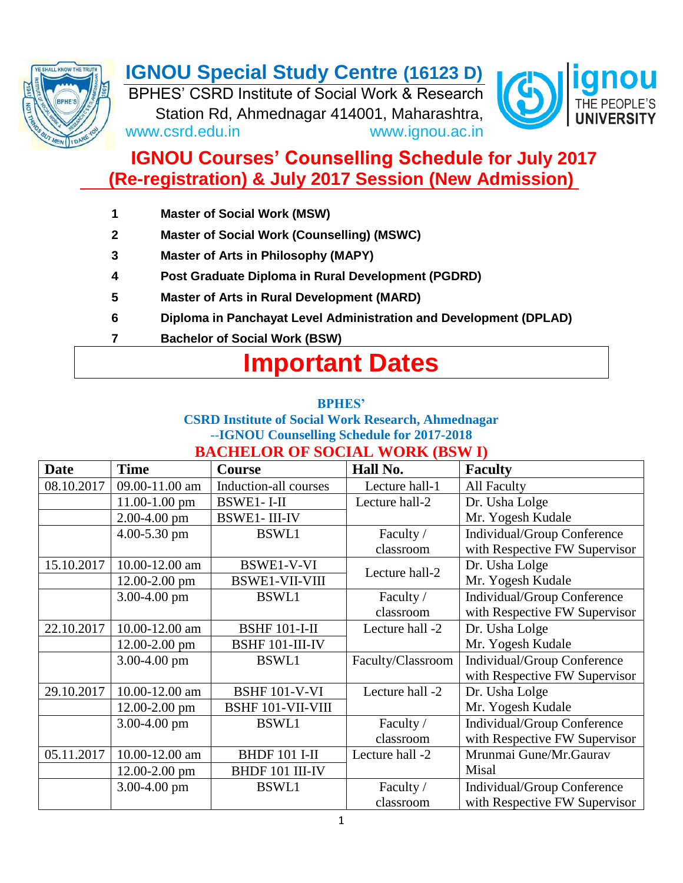# IGNOU Special Study Centre (16123 D)

BPHES' CSRD Institute of Social Work & Research
Station Rd, Ahmednagar 414001, Maharashtra,
www.csrd.edu.in www.ignou.ac.in

ignou THE PEOPLE'S UNIVERSITY

## IGNOU Courses' Counselling Schedule for July 2017 (Re-registration) & July 2017 Session (New Admission)

1. **Master of Social Work (MSW)**
2. **Master of Social Work (Counselling) (MSWC)**
3. **Master of Arts in Philosophy (MAPY)**
4. **Post Graduate Diploma in Rural Development (PGDRD)**
5. **Master of Arts in Rural Development (MARD)**
6. **Diploma in Panchayat Level Administration and Development (DPLAD)**
7. **Bachelor of Social Work (BSW)**

# Important Dates

**BPHES'**
**CSRD Institute of Social Work Research, Ahmednagar**
**--IGNOU Counselling Schedule for 2017-2018**

### BACHELOR OF SOCIAL WORK (BSW I)

| Date | Time | Course | Hall No. | Faculty |
|---|---|---|---|---|
| 08.10.2017 | 09.00-11.00 am | Induction-all courses | Lecture hall-1 | All Faculty |
| | 11.00-1.00 pm | BSWE1- I-II | Lecture hall-2 | Dr. Usha Lolge |
| | 2.00-4.00 pm | BSWE1- III-IV | | Mr. Yogesh Kudale |
| | 4.00-5.30 pm | BSWL1 | Faculty / classroom | Individual/Group Conference with Respective FW Supervisor |
| 15.10.2017 | 10.00-12.00 am | BSWE1-V-VI | Lecture hall-2 | Dr. Usha Lolge |
| | 12.00-2.00 pm | BSWE1-VII-VIII | | Mr. Yogesh Kudale |
| | 3.00-4.00 pm | BSWL1 | Faculty / classroom | Individual/Group Conference with Respective FW Supervisor |
| 22.10.2017 | 10.00-12.00 am | BSHF 101-I-II | Lecture hall -2 | Dr. Usha Lolge |
| | 12.00-2.00 pm | BSHF 101-III-IV | | Mr. Yogesh Kudale |
| | 3.00-4.00 pm | BSWL1 | Faculty/Classroom | Individual/Group Conference with Respective FW Supervisor |
| 29.10.2017 | 10.00-12.00 am | BSHF 101-V-VI | Lecture hall -2 | Dr. Usha Lolge |
| | 12.00-2.00 pm | BSHF 101-VII-VIII | | Mr. Yogesh Kudale |
| | 3.00-4.00 pm | BSWL1 | Faculty / classroom | Individual/Group Conference with Respective FW Supervisor |
| 05.11.2017 | 10.00-12.00 am | BHDF 101 I-II | Lecture hall -2 | Mrunmai Gune/Mr.Gaurav Misal |
| | 12.00-2.00 pm | BHDF 101 III-IV | | |
| | 3.00-4.00 pm | BSWL1 | Faculty / classroom | Individual/Group Conference with Respective FW Supervisor |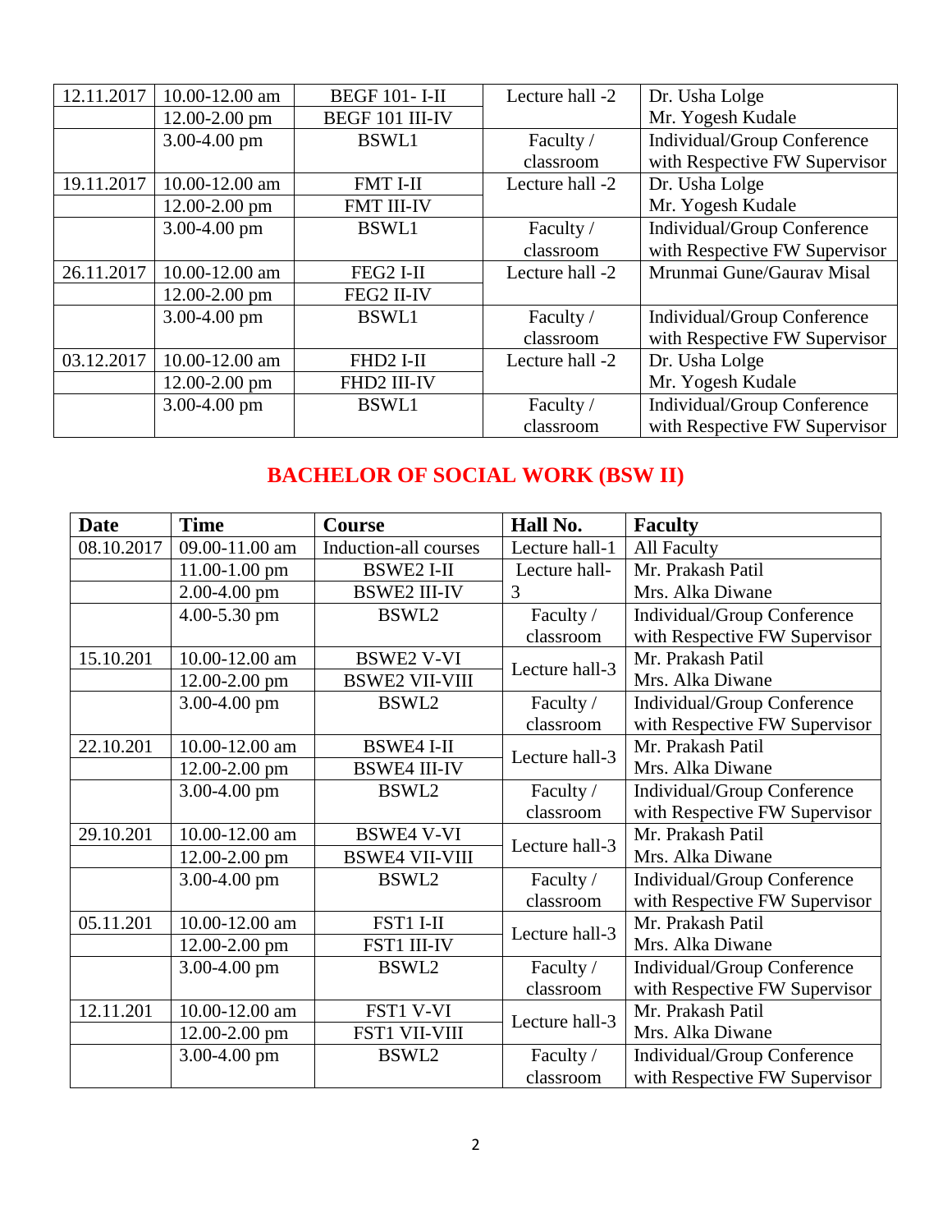| | | | | |
|---|---|---|---|---|
| 12.11.2017 | 10.00-12.00 am | BEGF 101- I-II | Lecture hall -2 | Dr. Usha Lolge |
| | 12.00-2.00 pm | BEGF 101 III-IV | | Mr. Yogesh Kudale |
| | 3.00-4.00 pm | BSWL1 | Faculty / classroom | Individual/Group Conference with Respective FW Supervisor |
| 19.11.2017 | 10.00-12.00 am | FMT I-II | Lecture hall -2 | Dr. Usha Lolge |
| | 12.00-2.00 pm | FMT III-IV | | Mr. Yogesh Kudale |
| | 3.00-4.00 pm | BSWL1 | Faculty / classroom | Individual/Group Conference with Respective FW Supervisor |
| 26.11.2017 | 10.00-12.00 am | FEG2 I-II | Lecture hall -2 | Mrunmai Gune/Gaurav Misal |
| | 12.00-2.00 pm | FEG2 II-IV | | |
| | 3.00-4.00 pm | BSWL1 | Faculty / classroom | Individual/Group Conference with Respective FW Supervisor |
| 03.12.2017 | 10.00-12.00 am | FHD2 I-II | Lecture hall -2 | Dr. Usha Lolge |
| | 12.00-2.00 pm | FHD2 III-IV | | Mr. Yogesh Kudale |
| | 3.00-4.00 pm | BSWL1 | Faculty / classroom | Individual/Group Conference with Respective FW Supervisor |

## BACHELOR OF SOCIAL WORK (BSW II)

| Date | Time | Course | Hall No. | Faculty |
|---|---|---|---|---|
| 08.10.2017 | 09.00-11.00 am | Induction-all courses | Lecture hall-1 | All Faculty |
| | 11.00-1.00 pm | BSWE2 I-II | Lecture hall-3 | Mr. Prakash Patil |
| | 2.00-4.00 pm | BSWE2 III-IV | | Mrs. Alka Diwane |
| | 4.00-5.30 pm | BSWL2 | Faculty / classroom | Individual/Group Conference with Respective FW Supervisor |
| 15.10.201 | 10.00-12.00 am | BSWE2 V-VI | Lecture hall-3 | Mr. Prakash Patil |
| | 12.00-2.00 pm | BSWE2 VII-VIII | | Mrs. Alka Diwane |
| | 3.00-4.00 pm | BSWL2 | Faculty / classroom | Individual/Group Conference with Respective FW Supervisor |
| 22.10.201 | 10.00-12.00 am | BSWE4 I-II | Lecture hall-3 | Mr. Prakash Patil |
| | 12.00-2.00 pm | BSWE4 III-IV | | Mrs. Alka Diwane |
| | 3.00-4.00 pm | BSWL2 | Faculty / classroom | Individual/Group Conference with Respective FW Supervisor |
| 29.10.201 | 10.00-12.00 am | BSWE4 V-VI | Lecture hall-3 | Mr. Prakash Patil |
| | 12.00-2.00 pm | BSWE4 VII-VIII | | Mrs. Alka Diwane |
| | 3.00-4.00 pm | BSWL2 | Faculty / classroom | Individual/Group Conference with Respective FW Supervisor |
| 05.11.201 | 10.00-12.00 am | FST1 I-II | Lecture hall-3 | Mr. Prakash Patil |
| | 12.00-2.00 pm | FST1 III-IV | | Mrs. Alka Diwane |
| | 3.00-4.00 pm | BSWL2 | Faculty / classroom | Individual/Group Conference with Respective FW Supervisor |
| 12.11.201 | 10.00-12.00 am | FST1 V-VI | Lecture hall-3 | Mr. Prakash Patil |
| | 12.00-2.00 pm | FST1 VII-VIII | | Mrs. Alka Diwane |
| | 3.00-4.00 pm | BSWL2 | Faculty / classroom | Individual/Group Conference with Respective FW Supervisor |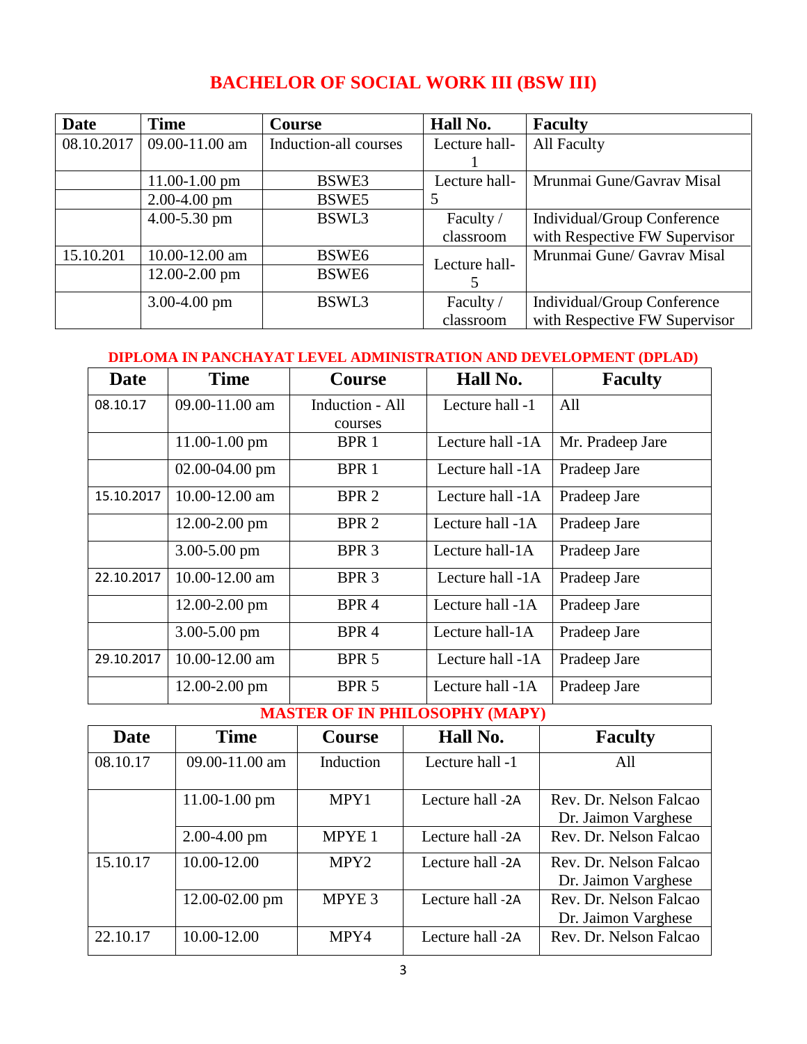## BACHELOR OF SOCIAL WORK III (BSW III)

| Date | Time | Course | Hall No. | Faculty |
|---|---|---|---|---|
| 08.10.2017 | 09.00-11.00 am | Induction-all courses | Lecture hall-1 | All Faculty |
| | 11.00-1.00 pm | BSWE3 | Lecture hall-5 | Mrunmai Gune/Gavrav Misal |
| | 2.00-4.00 pm | BSWE5 | | |
| | 4.00-5.30 pm | BSWL3 | Faculty / classroom | Individual/Group Conference with Respective FW Supervisor |
| 15.10.201 | 10.00-12.00 am | BSWE6 | Lecture hall-5 | Mrunmai Gune/ Gavrav Misal |
| | 12.00-2.00 pm | BSWE6 | | |
| | 3.00-4.00 pm | BSWL3 | Faculty / classroom | Individual/Group Conference with Respective FW Supervisor |

### DIPLOMA IN PANCHAYAT LEVEL ADMINISTRATION AND DEVELOPMENT (DPLAD)

| Date | Time | Course | Hall No. | Faculty |
|---|---|---|---|---|
| 08.10.17 | 09.00-11.00 am | Induction - All courses | Lecture hall -1 | All |
| | 11.00-1.00 pm | BPR 1 | Lecture hall -1A | Mr. Pradeep Jare |
| | 02.00-04.00 pm | BPR 1 | Lecture hall -1A | Pradeep Jare |
| 15.10.2017 | 10.00-12.00 am | BPR 2 | Lecture hall -1A | Pradeep Jare |
| | 12.00-2.00 pm | BPR 2 | Lecture hall -1A | Pradeep Jare |
| | 3.00-5.00 pm | BPR 3 | Lecture hall-1A | Pradeep Jare |
| 22.10.2017 | 10.00-12.00 am | BPR 3 | Lecture hall -1A | Pradeep Jare |
| | 12.00-2.00 pm | BPR 4 | Lecture hall -1A | Pradeep Jare |
| | 3.00-5.00 pm | BPR 4 | Lecture hall-1A | Pradeep Jare |
| 29.10.2017 | 10.00-12.00 am | BPR 5 | Lecture hall -1A | Pradeep Jare |
| | 12.00-2.00 pm | BPR 5 | Lecture hall -1A | Pradeep Jare |

### MASTER OF IN PHILOSOPHY (MAPY)

| Date | Time | Course | Hall No. | Faculty |
|---|---|---|---|---|
| 08.10.17 | 09.00-11.00 am | Induction | Lecture hall -1 | All |
| | 11.00-1.00 pm | MPY1 | Lecture hall -2A | Rev. Dr. Nelson Falcao Dr. Jaimon Varghese |
| | 2.00-4.00 pm | MPYE 1 | Lecture hall -2A | Rev. Dr. Nelson Falcao |
| 15.10.17 | 10.00-12.00 | MPY2 | Lecture hall -2A | Rev. Dr. Nelson Falcao Dr. Jaimon Varghese |
| | 12.00-02.00 pm | MPYE 3 | Lecture hall -2A | Rev. Dr. Nelson Falcao Dr. Jaimon Varghese |
| 22.10.17 | 10.00-12.00 | MPY4 | Lecture hall -2A | Rev. Dr. Nelson Falcao |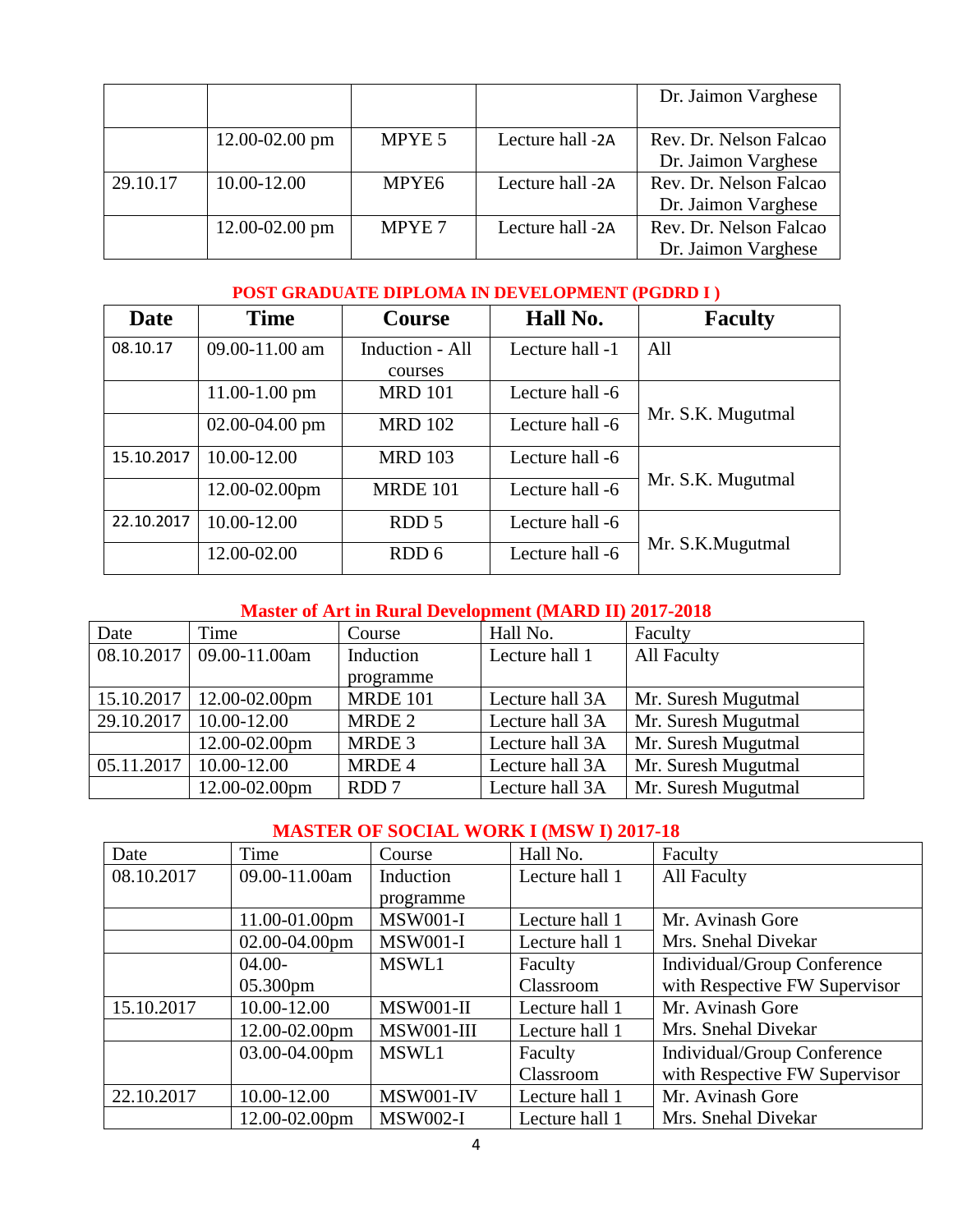| | | | | |
|---|---|---|---|---|
| | | | | Dr. Jaimon Varghese |
| | 12.00-02.00 pm | MPYE 5 | Lecture hall -2A | Rev. Dr. Nelson Falcao Dr. Jaimon Varghese |
| 29.10.17 | 10.00-12.00 | MPYE6 | Lecture hall -2A | Rev. Dr. Nelson Falcao Dr. Jaimon Varghese |
| | 12.00-02.00 pm | MPYE 7 | Lecture hall -2A | Rev. Dr. Nelson Falcao Dr. Jaimon Varghese |

## POST GRADUATE DIPLOMA IN DEVELOPMENT (PGDRD I )

| Date | Time | Course | Hall No. | Faculty |
|---|---|---|---|---|
| 08.10.17 | 09.00-11.00 am | Induction - All courses | Lecture hall -1 | All |
| | 11.00-1.00 pm | MRD 101 | Lecture hall -6 | Mr. S.K. Mugutmal |
| | 02.00-04.00 pm | MRD 102 | Lecture hall -6 | |
| 15.10.2017 | 10.00-12.00 | MRD 103 | Lecture hall -6 | Mr. S.K. Mugutmal |
| | 12.00-02.00pm | MRDE 101 | Lecture hall -6 | |
| 22.10.2017 | 10.00-12.00 | RDD 5 | Lecture hall -6 | Mr. S.K.Mugutmal |
| | 12.00-02.00 | RDD 6 | Lecture hall -6 | |

## Master of Art in Rural Development (MARD II) 2017-2018

| Date | Time | Course | Hall No. | Faculty |
|---|---|---|---|---|
| 08.10.2017 | 09.00-11.00am | Induction programme | Lecture hall 1 | All Faculty |
| 15.10.2017 | 12.00-02.00pm | MRDE 101 | Lecture hall 3A | Mr. Suresh Mugutmal |
| 29.10.2017 | 10.00-12.00 | MRDE 2 | Lecture hall 3A | Mr. Suresh Mugutmal |
| | 12.00-02.00pm | MRDE 3 | Lecture hall 3A | Mr. Suresh Mugutmal |
| 05.11.2017 | 10.00-12.00 | MRDE 4 | Lecture hall 3A | Mr. Suresh Mugutmal |
| | 12.00-02.00pm | RDD 7 | Lecture hall 3A | Mr. Suresh Mugutmal |

## MASTER OF SOCIAL WORK I (MSW I) 2017-18

| Date | Time | Course | Hall No. | Faculty |
|---|---|---|---|---|
| 08.10.2017 | 09.00-11.00am | Induction programme | Lecture hall 1 | All Faculty |
| | 11.00-01.00pm | MSW001-I | Lecture hall 1 | Mr. Avinash Gore |
| | 02.00-04.00pm | MSW001-I | Lecture hall 1 | Mrs. Snehal Divekar |
| | 04.00-05.300pm | MSWL1 | Faculty Classroom | Individual/Group Conference with Respective FW Supervisor |
| 15.10.2017 | 10.00-12.00 | MSW001-II | Lecture hall 1 | Mr. Avinash Gore |
| | 12.00-02.00pm | MSW001-III | Lecture hall 1 | Mrs. Snehal Divekar |
| | 03.00-04.00pm | MSWL1 | Faculty Classroom | Individual/Group Conference with Respective FW Supervisor |
| 22.10.2017 | 10.00-12.00 | MSW001-IV | Lecture hall 1 | Mr. Avinash Gore |
| | 12.00-02.00pm | MSW002-I | Lecture hall 1 | Mrs. Snehal Divekar |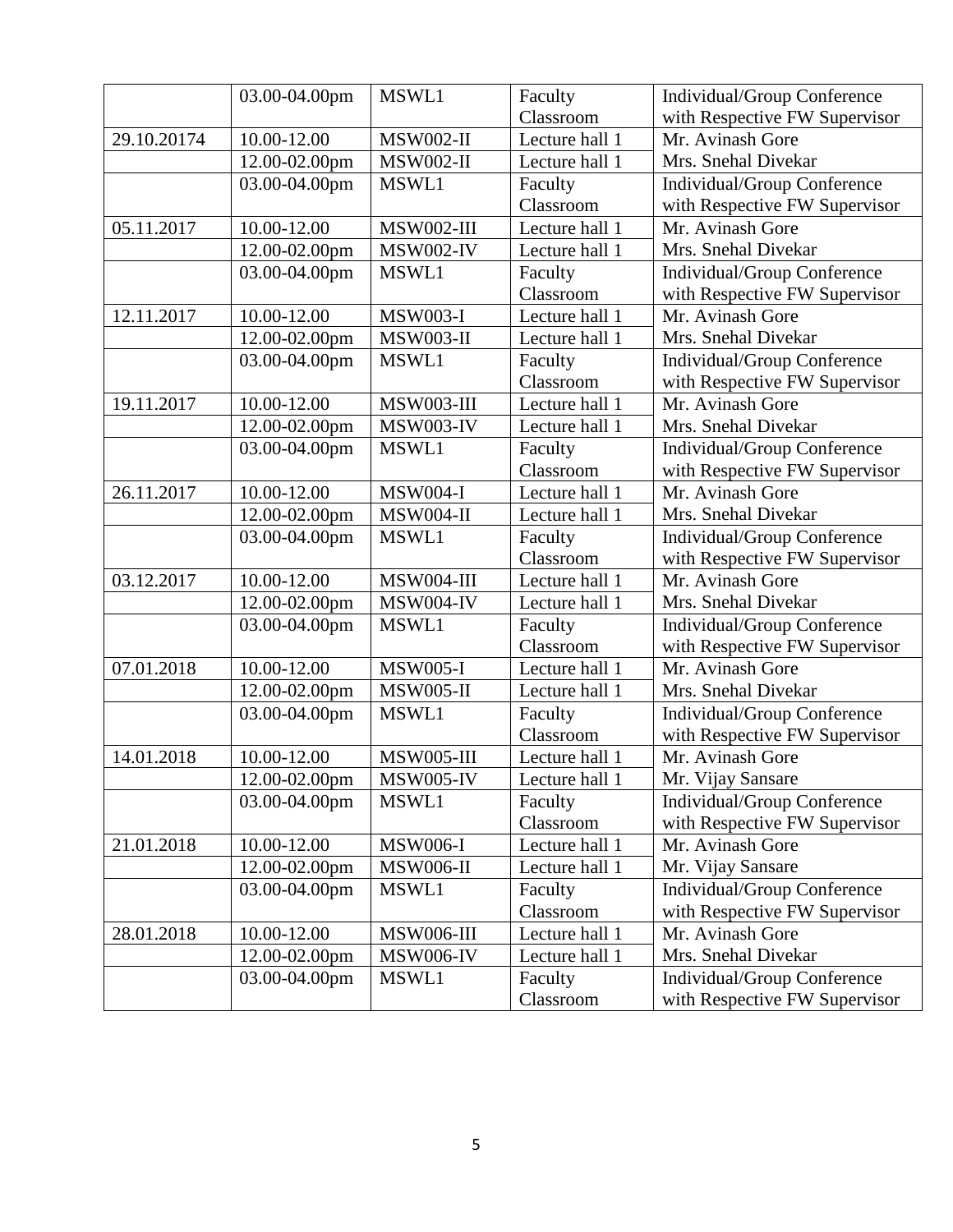|  | 03.00-04.00pm | MSWL1 | Faculty Classroom | Individual/Group Conference with Respective FW Supervisor |
|---|---|---|---|---|
| 29.10.20174 | 10.00-12.00 | MSW002-II | Lecture hall 1 | Mr. Avinash Gore |
|  | 12.00-02.00pm | MSW002-II | Lecture hall 1 | Mrs. Snehal Divekar |
|  | 03.00-04.00pm | MSWL1 | Faculty Classroom | Individual/Group Conference with Respective FW Supervisor |
| 05.11.2017 | 10.00-12.00 | MSW002-III | Lecture hall 1 | Mr. Avinash Gore |
|  | 12.00-02.00pm | MSW002-IV | Lecture hall 1 | Mrs. Snehal Divekar |
|  | 03.00-04.00pm | MSWL1 | Faculty Classroom | Individual/Group Conference with Respective FW Supervisor |
| 12.11.2017 | 10.00-12.00 | MSW003-I | Lecture hall 1 | Mr. Avinash Gore |
|  | 12.00-02.00pm | MSW003-II | Lecture hall 1 | Mrs. Snehal Divekar |
|  | 03.00-04.00pm | MSWL1 | Faculty Classroom | Individual/Group Conference with Respective FW Supervisor |
| 19.11.2017 | 10.00-12.00 | MSW003-III | Lecture hall 1 | Mr. Avinash Gore |
|  | 12.00-02.00pm | MSW003-IV | Lecture hall 1 | Mrs. Snehal Divekar |
|  | 03.00-04.00pm | MSWL1 | Faculty Classroom | Individual/Group Conference with Respective FW Supervisor |
| 26.11.2017 | 10.00-12.00 | MSW004-I | Lecture hall 1 | Mr. Avinash Gore |
|  | 12.00-02.00pm | MSW004-II | Lecture hall 1 | Mrs. Snehal Divekar |
|  | 03.00-04.00pm | MSWL1 | Faculty Classroom | Individual/Group Conference with Respective FW Supervisor |
| 03.12.2017 | 10.00-12.00 | MSW004-III | Lecture hall 1 | Mr. Avinash Gore |
|  | 12.00-02.00pm | MSW004-IV | Lecture hall 1 | Mrs. Snehal Divekar |
|  | 03.00-04.00pm | MSWL1 | Faculty Classroom | Individual/Group Conference with Respective FW Supervisor |
| 07.01.2018 | 10.00-12.00 | MSW005-I | Lecture hall 1 | Mr. Avinash Gore |
|  | 12.00-02.00pm | MSW005-II | Lecture hall 1 | Mrs. Snehal Divekar |
|  | 03.00-04.00pm | MSWL1 | Faculty Classroom | Individual/Group Conference with Respective FW Supervisor |
| 14.01.2018 | 10.00-12.00 | MSW005-III | Lecture hall 1 | Mr. Avinash Gore |
|  | 12.00-02.00pm | MSW005-IV | Lecture hall 1 | Mr. Vijay Sansare |
|  | 03.00-04.00pm | MSWL1 | Faculty Classroom | Individual/Group Conference with Respective FW Supervisor |
| 21.01.2018 | 10.00-12.00 | MSW006-I | Lecture hall 1 | Mr. Avinash Gore |
|  | 12.00-02.00pm | MSW006-II | Lecture hall 1 | Mr. Vijay Sansare |
|  | 03.00-04.00pm | MSWL1 | Faculty Classroom | Individual/Group Conference with Respective FW Supervisor |
| 28.01.2018 | 10.00-12.00 | MSW006-III | Lecture hall 1 | Mr. Avinash Gore |
|  | 12.00-02.00pm | MSW006-IV | Lecture hall 1 | Mrs. Snehal Divekar |
|  | 03.00-04.00pm | MSWL1 | Faculty Classroom | Individual/Group Conference with Respective FW Supervisor |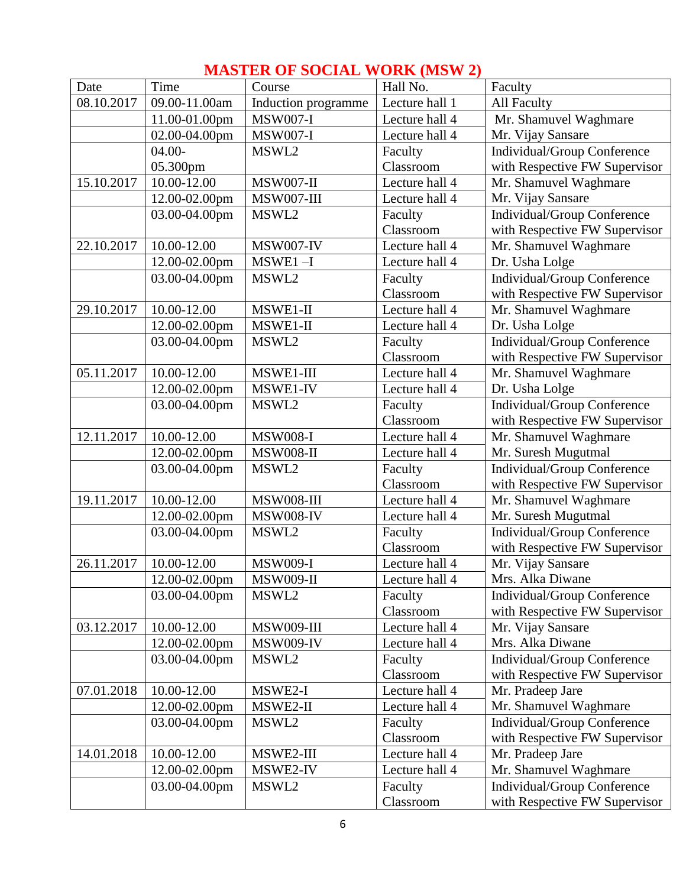## MASTER OF SOCIAL WORK (MSW 2)

| Date | Time | Course | Hall No. | Faculty |
|---|---|---|---|---|
| 08.10.2017 | 09.00-11.00am | Induction programme | Lecture hall 1 | All Faculty |
| | 11.00-01.00pm | MSW007-I | Lecture hall 4 | Mr. Shamuvel Waghmare |
| | 02.00-04.00pm | MSW007-I | Lecture hall 4 | Mr. Vijay Sansare |
| | 04.00-05.300pm | MSWL2 | Faculty Classroom | Individual/Group Conference with Respective FW Supervisor |
| 15.10.2017 | 10.00-12.00 | MSW007-II | Lecture hall 4 | Mr. Shamuvel Waghmare |
| | 12.00-02.00pm | MSW007-III | Lecture hall 4 | Mr. Vijay Sansare |
| | 03.00-04.00pm | MSWL2 | Faculty Classroom | Individual/Group Conference with Respective FW Supervisor |
| 22.10.2017 | 10.00-12.00 | MSW007-IV | Lecture hall 4 | Mr. Shamuvel Waghmare |
| | 12.00-02.00pm | MSWE1 –I | Lecture hall 4 | Dr. Usha Lolge |
| | 03.00-04.00pm | MSWL2 | Faculty Classroom | Individual/Group Conference with Respective FW Supervisor |
| 29.10.2017 | 10.00-12.00 | MSWE1-II | Lecture hall 4 | Mr. Shamuvel Waghmare |
| | 12.00-02.00pm | MSWE1-II | Lecture hall 4 | Dr. Usha Lolge |
| | 03.00-04.00pm | MSWL2 | Faculty Classroom | Individual/Group Conference with Respective FW Supervisor |
| 05.11.2017 | 10.00-12.00 | MSWE1-III | Lecture hall 4 | Mr. Shamuvel Waghmare |
| | 12.00-02.00pm | MSWE1-IV | Lecture hall 4 | Dr. Usha Lolge |
| | 03.00-04.00pm | MSWL2 | Faculty Classroom | Individual/Group Conference with Respective FW Supervisor |
| 12.11.2017 | 10.00-12.00 | MSW008-I | Lecture hall 4 | Mr. Shamuvel Waghmare |
| | 12.00-02.00pm | MSW008-II | Lecture hall 4 | Mr. Suresh Mugutmal |
| | 03.00-04.00pm | MSWL2 | Faculty Classroom | Individual/Group Conference with Respective FW Supervisor |
| 19.11.2017 | 10.00-12.00 | MSW008-III | Lecture hall 4 | Mr. Shamuvel Waghmare |
| | 12.00-02.00pm | MSW008-IV | Lecture hall 4 | Mr. Suresh Mugutmal |
| | 03.00-04.00pm | MSWL2 | Faculty Classroom | Individual/Group Conference with Respective FW Supervisor |
| 26.11.2017 | 10.00-12.00 | MSW009-I | Lecture hall 4 | Mr. Vijay Sansare |
| | 12.00-02.00pm | MSW009-II | Lecture hall 4 | Mrs. Alka Diwane |
| | 03.00-04.00pm | MSWL2 | Faculty Classroom | Individual/Group Conference with Respective FW Supervisor |
| 03.12.2017 | 10.00-12.00 | MSW009-III | Lecture hall 4 | Mr. Vijay Sansare |
| | 12.00-02.00pm | MSW009-IV | Lecture hall 4 | Mrs. Alka Diwane |
| | 03.00-04.00pm | MSWL2 | Faculty Classroom | Individual/Group Conference with Respective FW Supervisor |
| 07.01.2018 | 10.00-12.00 | MSWE2-I | Lecture hall 4 | Mr. Pradeep Jare |
| | 12.00-02.00pm | MSWE2-II | Lecture hall 4 | Mr. Shamuvel Waghmare |
| | 03.00-04.00pm | MSWL2 | Faculty Classroom | Individual/Group Conference with Respective FW Supervisor |
| 14.01.2018 | 10.00-12.00 | MSWE2-III | Lecture hall 4 | Mr. Pradeep Jare |
| | 12.00-02.00pm | MSWE2-IV | Lecture hall 4 | Mr. Shamuvel Waghmare |
| | 03.00-04.00pm | MSWL2 | Faculty Classroom | Individual/Group Conference with Respective FW Supervisor |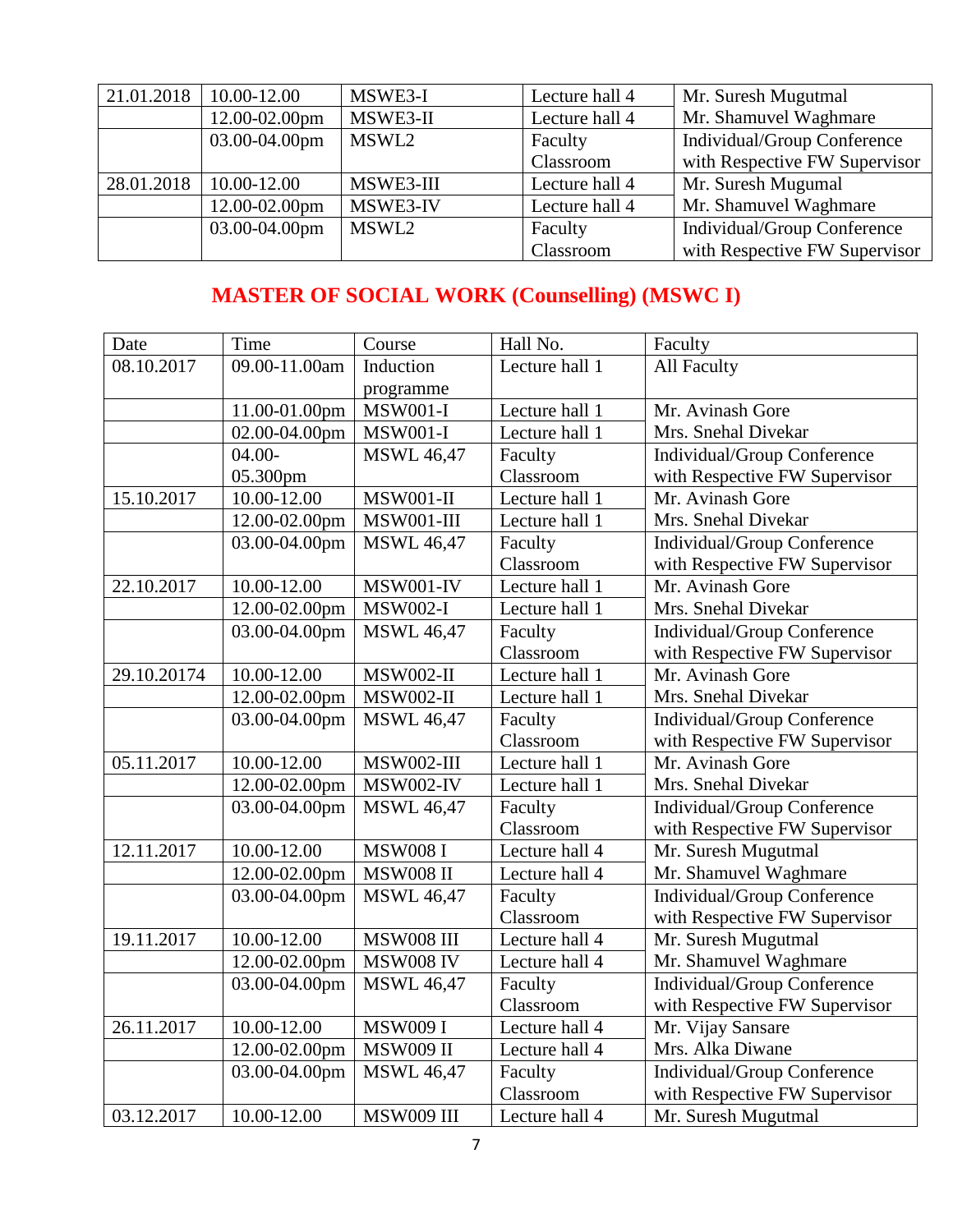| | | | | |
|---|---|---|---|---|
| 21.01.2018 | 10.00-12.00 | MSWE3-I | Lecture hall 4 | Mr. Suresh Mugutmal |
| | 12.00-02.00pm | MSWE3-II | Lecture hall 4 | Mr. Shamuvel Waghmare |
| | 03.00-04.00pm | MSWL2 | Faculty Classroom | Individual/Group Conference with Respective FW Supervisor |
| 28.01.2018 | 10.00-12.00 | MSWE3-III | Lecture hall 4 | Mr. Suresh Mugumal |
| | 12.00-02.00pm | MSWE3-IV | Lecture hall 4 | Mr. Shamuvel Waghmare |
| | 03.00-04.00pm | MSWL2 | Faculty Classroom | Individual/Group Conference with Respective FW Supervisor |

## MASTER OF SOCIAL WORK (Counselling) (MSWC I)

| Date | Time | Course | Hall No. | Faculty |
|---|---|---|---|---|
| 08.10.2017 | 09.00-11.00am | Induction programme | Lecture hall 1 | All Faculty |
| | 11.00-01.00pm | MSW001-I | Lecture hall 1 | Mr. Avinash Gore |
| | 02.00-04.00pm | MSW001-I | Lecture hall 1 | Mrs. Snehal Divekar |
| | 04.00-05.300pm | MSWL 46,47 | Faculty Classroom | Individual/Group Conference with Respective FW Supervisor |
| 15.10.2017 | 10.00-12.00 | MSW001-II | Lecture hall 1 | Mr. Avinash Gore |
| | 12.00-02.00pm | MSW001-III | Lecture hall 1 | Mrs. Snehal Divekar |
| | 03.00-04.00pm | MSWL 46,47 | Faculty Classroom | Individual/Group Conference with Respective FW Supervisor |
| 22.10.2017 | 10.00-12.00 | MSW001-IV | Lecture hall 1 | Mr. Avinash Gore |
| | 12.00-02.00pm | MSW002-I | Lecture hall 1 | Mrs. Snehal Divekar |
| | 03.00-04.00pm | MSWL 46,47 | Faculty Classroom | Individual/Group Conference with Respective FW Supervisor |
| 29.10.20174 | 10.00-12.00 | MSW002-II | Lecture hall 1 | Mr. Avinash Gore |
| | 12.00-02.00pm | MSW002-II | Lecture hall 1 | Mrs. Snehal Divekar |
| | 03.00-04.00pm | MSWL 46,47 | Faculty Classroom | Individual/Group Conference with Respective FW Supervisor |
| 05.11.2017 | 10.00-12.00 | MSW002-III | Lecture hall 1 | Mr. Avinash Gore |
| | 12.00-02.00pm | MSW002-IV | Lecture hall 1 | Mrs. Snehal Divekar |
| | 03.00-04.00pm | MSWL 46,47 | Faculty Classroom | Individual/Group Conference with Respective FW Supervisor |
| 12.11.2017 | 10.00-12.00 | MSW008 I | Lecture hall 4 | Mr. Suresh Mugutmal |
| | 12.00-02.00pm | MSW008 II | Lecture hall 4 | Mr. Shamuvel Waghmare |
| | 03.00-04.00pm | MSWL 46,47 | Faculty Classroom | Individual/Group Conference with Respective FW Supervisor |
| 19.11.2017 | 10.00-12.00 | MSW008 III | Lecture hall 4 | Mr. Suresh Mugutmal |
| | 12.00-02.00pm | MSW008 IV | Lecture hall 4 | Mr. Shamuvel Waghmare |
| | 03.00-04.00pm | MSWL 46,47 | Faculty Classroom | Individual/Group Conference with Respective FW Supervisor |
| 26.11.2017 | 10.00-12.00 | MSW009 I | Lecture hall 4 | Mr. Vijay Sansare |
| | 12.00-02.00pm | MSW009 II | Lecture hall 4 | Mrs. Alka Diwane |
| | 03.00-04.00pm | MSWL 46,47 | Faculty Classroom | Individual/Group Conference with Respective FW Supervisor |
| 03.12.2017 | 10.00-12.00 | MSW009 III | Lecture hall 4 | Mr. Suresh Mugutmal |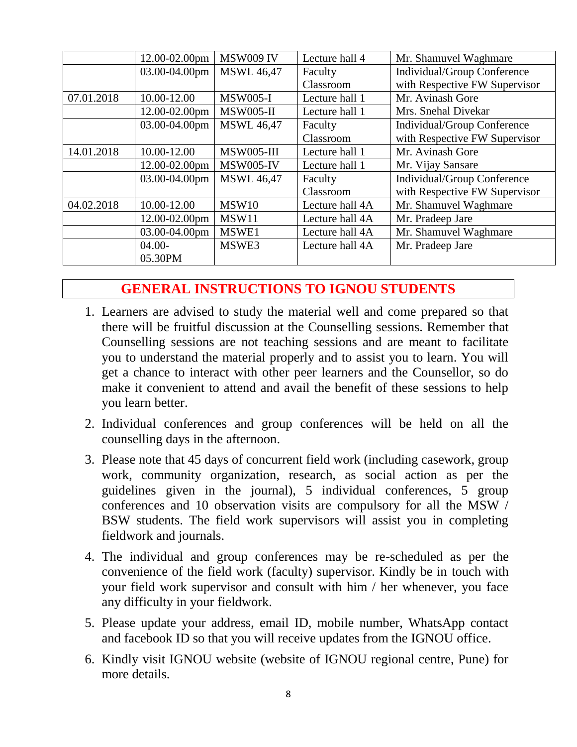| | | | | |
|---|---|---|---|---|
| | 12.00-02.00pm | MSW009 IV | Lecture hall 4 | Mr. Shamuvel Waghmare |
| | 03.00-04.00pm | MSWL 46,47 | Faculty Classroom | Individual/Group Conference with Respective FW Supervisor |
| 07.01.2018 | 10.00-12.00 | MSW005-I | Lecture hall 1 | Mr. Avinash Gore |
| | 12.00-02.00pm | MSW005-II | Lecture hall 1 | Mrs. Snehal Divekar |
| | 03.00-04.00pm | MSWL 46,47 | Faculty Classroom | Individual/Group Conference with Respective FW Supervisor |
| 14.01.2018 | 10.00-12.00 | MSW005-III | Lecture hall 1 | Mr. Avinash Gore |
| | 12.00-02.00pm | MSW005-IV | Lecture hall 1 | Mr. Vijay Sansare |
| | 03.00-04.00pm | MSWL 46,47 | Faculty Classroom | Individual/Group Conference with Respective FW Supervisor |
| 04.02.2018 | 10.00-12.00 | MSW10 | Lecture hall 4A | Mr. Shamuvel Waghmare |
| | 12.00-02.00pm | MSW11 | Lecture hall 4A | Mr. Pradeep Jare |
| | 03.00-04.00pm | MSWE1 | Lecture hall 4A | Mr. Shamuvel Waghmare |
| | 04.00-05.30PM | MSWE3 | Lecture hall 4A | Mr. Pradeep Jare |

## GENERAL INSTRUCTIONS TO IGNOU STUDENTS

1. Learners are advised to study the material well and come prepared so that there will be fruitful discussion at the Counselling sessions. Remember that Counselling sessions are not teaching sessions and are meant to facilitate you to understand the material properly and to assist you to learn. You will get a chance to interact with other peer learners and the Counsellor, so do make it convenient to attend and avail the benefit of these sessions to help you learn better.
2. Individual conferences and group conferences will be held on all the counselling days in the afternoon.
3. Please note that 45 days of concurrent field work (including casework, group work, community organization, research, as social action as per the guidelines given in the journal), 5 individual conferences, 5 group conferences and 10 observation visits are compulsory for all the MSW / BSW students. The field work supervisors will assist you in completing fieldwork and journals.
4. The individual and group conferences may be re-scheduled as per the convenience of the field work (faculty) supervisor. Kindly be in touch with your field work supervisor and consult with him / her whenever, you face any difficulty in your fieldwork.
5. Please update your address, email ID, mobile number, WhatsApp contact and facebook ID so that you will receive updates from the IGNOU office.
6. Kindly visit IGNOU website (website of IGNOU regional centre, Pune) for more details.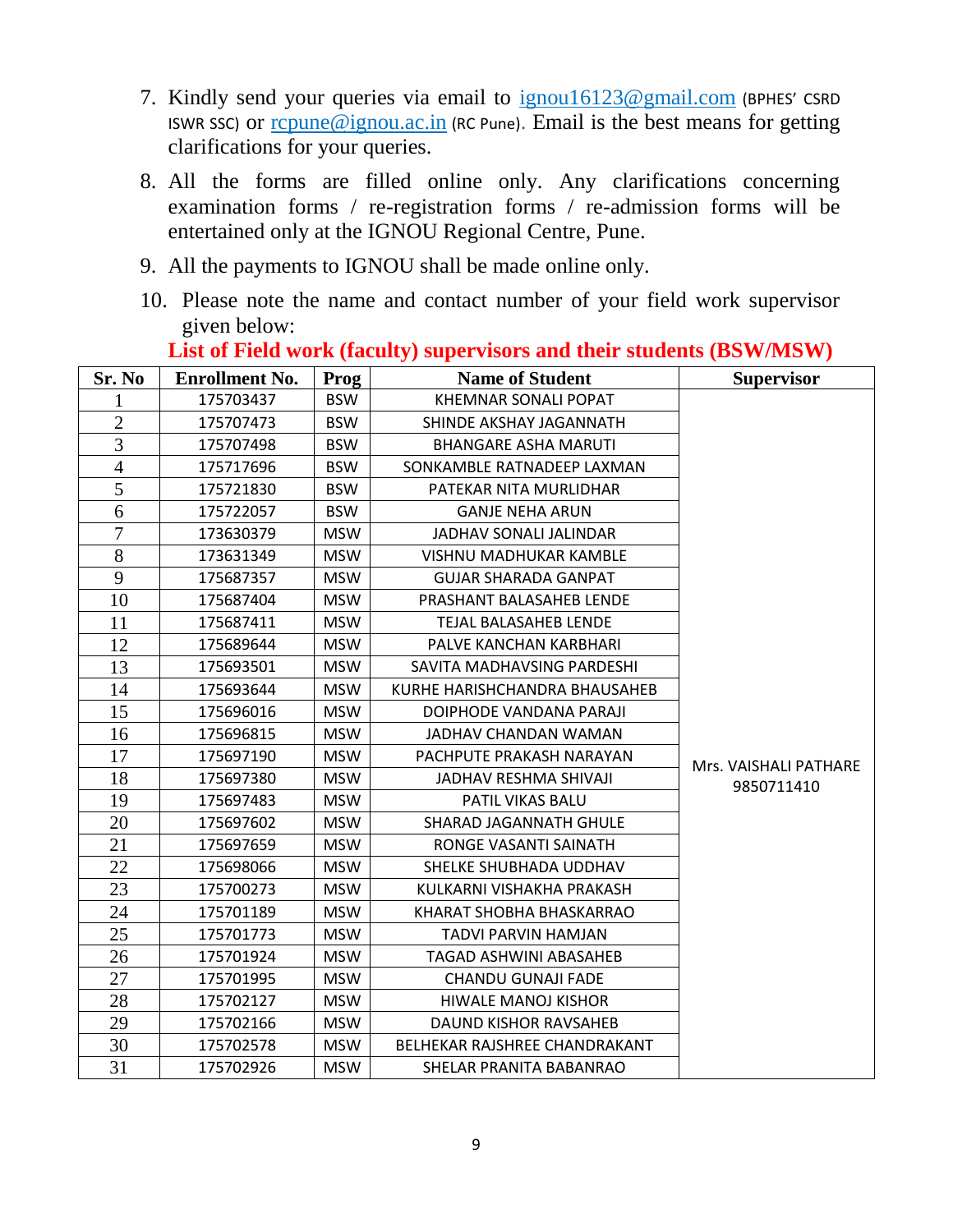7. Kindly send your queries via email to ignou16123@gmail.com (BPHES' CSRD ISWR SSC) or rcpune@ignou.ac.in (RC Pune). Email is the best means for getting clarifications for your queries.

8. All the forms are filled online only. Any clarifications concerning examination forms / re-registration forms / re-admission forms will be entertained only at the IGNOU Regional Centre, Pune.

9. All the payments to IGNOU shall be made online only.

10. Please note the name and contact number of your field work supervisor given below:

**List of Field work (faculty) supervisors and their students (BSW/MSW)**

| Sr. No | Enrollment No. | Prog | Name of Student | Supervisor |
|---|---|---|---|---|
| 1 | 175703437 | BSW | KHEMNAR SONALI POPAT | Mrs. VAISHALI PATHARE 9850711410 |
| 2 | 175707473 | BSW | SHINDE AKSHAY JAGANNATH | |
| 3 | 175707498 | BSW | BHANGARE ASHA MARUTI | |
| 4 | 175717696 | BSW | SONKAMBLE RATNADEEP LAXMAN | |
| 5 | 175721830 | BSW | PATEKAR NITA MURLIDHAR | |
| 6 | 175722057 | BSW | GANJE NEHA ARUN | |
| 7 | 173630379 | MSW | JADHAV SONALI JALINDAR | |
| 8 | 173631349 | MSW | VISHNU MADHUKAR KAMBLE | |
| 9 | 175687357 | MSW | GUJAR SHARADA GANPAT | |
| 10 | 175687404 | MSW | PRASHANT BALASAHEB LENDE | |
| 11 | 175687411 | MSW | TEJAL BALASAHEB LENDE | |
| 12 | 175689644 | MSW | PALVE KANCHAN KARBHARI | |
| 13 | 175693501 | MSW | SAVITA MADHAVSING PARDESHI | |
| 14 | 175693644 | MSW | KURHE HARISHCHANDRA BHAUSAHEB | |
| 15 | 175696016 | MSW | DOIPHODE VANDANA PARAJI | |
| 16 | 175696815 | MSW | JADHAV CHANDAN WAMAN | |
| 17 | 175697190 | MSW | PACHPUTE PRAKASH NARAYAN | |
| 18 | 175697380 | MSW | JADHAV RESHMA SHIVAJI | |
| 19 | 175697483 | MSW | PATIL VIKAS BALU | |
| 20 | 175697602 | MSW | SHARAD JAGANNATH GHULE | |
| 21 | 175697659 | MSW | RONGE VASANTI SAINATH | |
| 22 | 175698066 | MSW | SHELKE SHUBHADA UDDHAV | |
| 23 | 175700273 | MSW | KULKARNI VISHAKHA PRAKASH | |
| 24 | 175701189 | MSW | KHARAT SHOBHA BHASKARRAO | |
| 25 | 175701773 | MSW | TADVI PARVIN HAMJAN | |
| 26 | 175701924 | MSW | TAGAD ASHWINI ABASAHEB | |
| 27 | 175701995 | MSW | CHANDU GUNAJI FADE | |
| 28 | 175702127 | MSW | HIWALE MANOJ KISHOR | |
| 29 | 175702166 | MSW | DAUND KISHOR RAVSAHEB | |
| 30 | 175702578 | MSW | BELHEKAR RAJSHREE CHANDRAKANT | |
| 31 | 175702926 | MSW | SHELAR PRANITA BABANRAO | |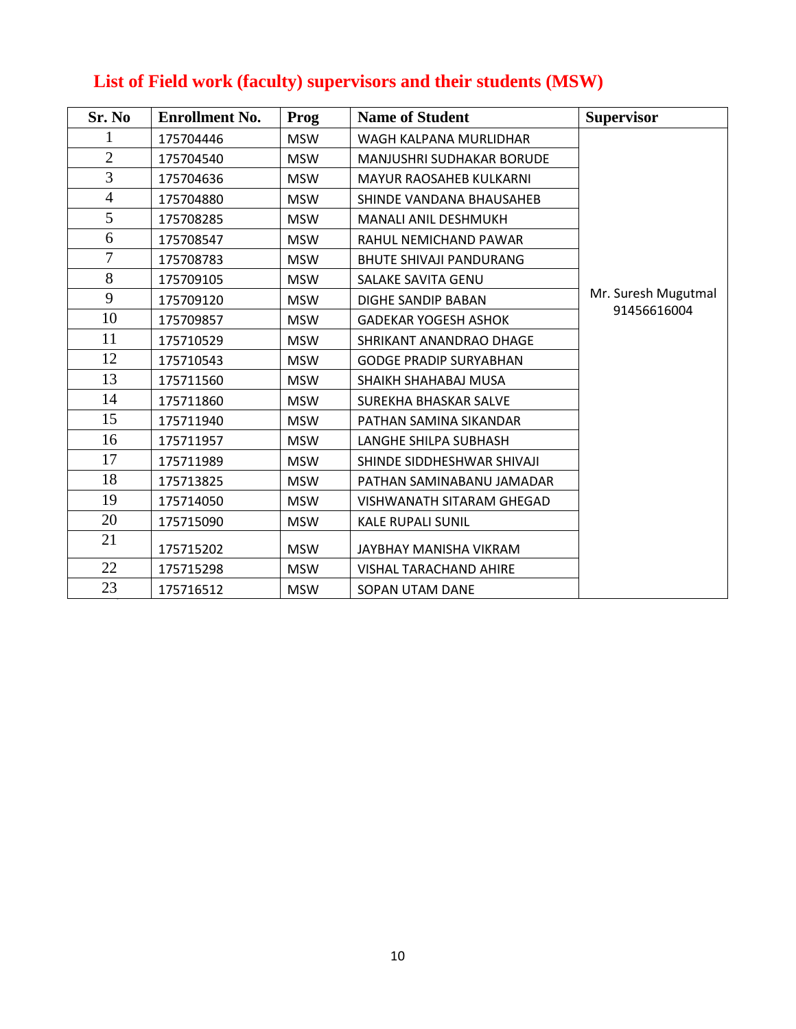## List of Field work (faculty) supervisors and their students (MSW)

| Sr. No | Enrollment No. | Prog | Name of Student | Supervisor |
|---|---|---|---|---|
| 1 | 175704446 | MSW | WAGH KALPANA MURLIDHAR | Mr. Suresh Mugutmal 91456616004 |
| 2 | 175704540 | MSW | MANJUSHRI SUDHAKAR BORUDE | |
| 3 | 175704636 | MSW | MAYUR RAOSAHEB KULKARNI | |
| 4 | 175704880 | MSW | SHINDE VANDANA BHAUSAHEB | |
| 5 | 175708285 | MSW | MANALI ANIL DESHMUKH | |
| 6 | 175708547 | MSW | RAHUL NEMICHAND PAWAR | |
| 7 | 175708783 | MSW | BHUTE SHIVAJI PANDURANG | |
| 8 | 175709105 | MSW | SALAKE SAVITA GENU | |
| 9 | 175709120 | MSW | DIGHE SANDIP BABAN | |
| 10 | 175709857 | MSW | GADEKAR YOGESH ASHOK | |
| 11 | 175710529 | MSW | SHRIKANT ANANDRAO DHAGE | |
| 12 | 175710543 | MSW | GODGE PRADIP SURYABHAN | |
| 13 | 175711560 | MSW | SHAIKH SHAHABAJ MUSA | |
| 14 | 175711860 | MSW | SUREKHA BHASKAR SALVE | |
| 15 | 175711940 | MSW | PATHAN SAMINA SIKANDAR | |
| 16 | 175711957 | MSW | LANGHE SHILPA SUBHASH | |
| 17 | 175711989 | MSW | SHINDE SIDDHESHWAR SHIVAJI | |
| 18 | 175713825 | MSW | PATHAN SAMINABANU JAMADAR | |
| 19 | 175714050 | MSW | VISHWANATH SITARAM GHEGAD | |
| 20 | 175715090 | MSW | KALE RUPALI SUNIL | |
| 21 | 175715202 | MSW | JAYBHAY MANISHA VIKRAM | |
| 22 | 175715298 | MSW | VISHAL TARACHAND AHIRE | |
| 23 | 175716512 | MSW | SOPAN UTAM DANE | |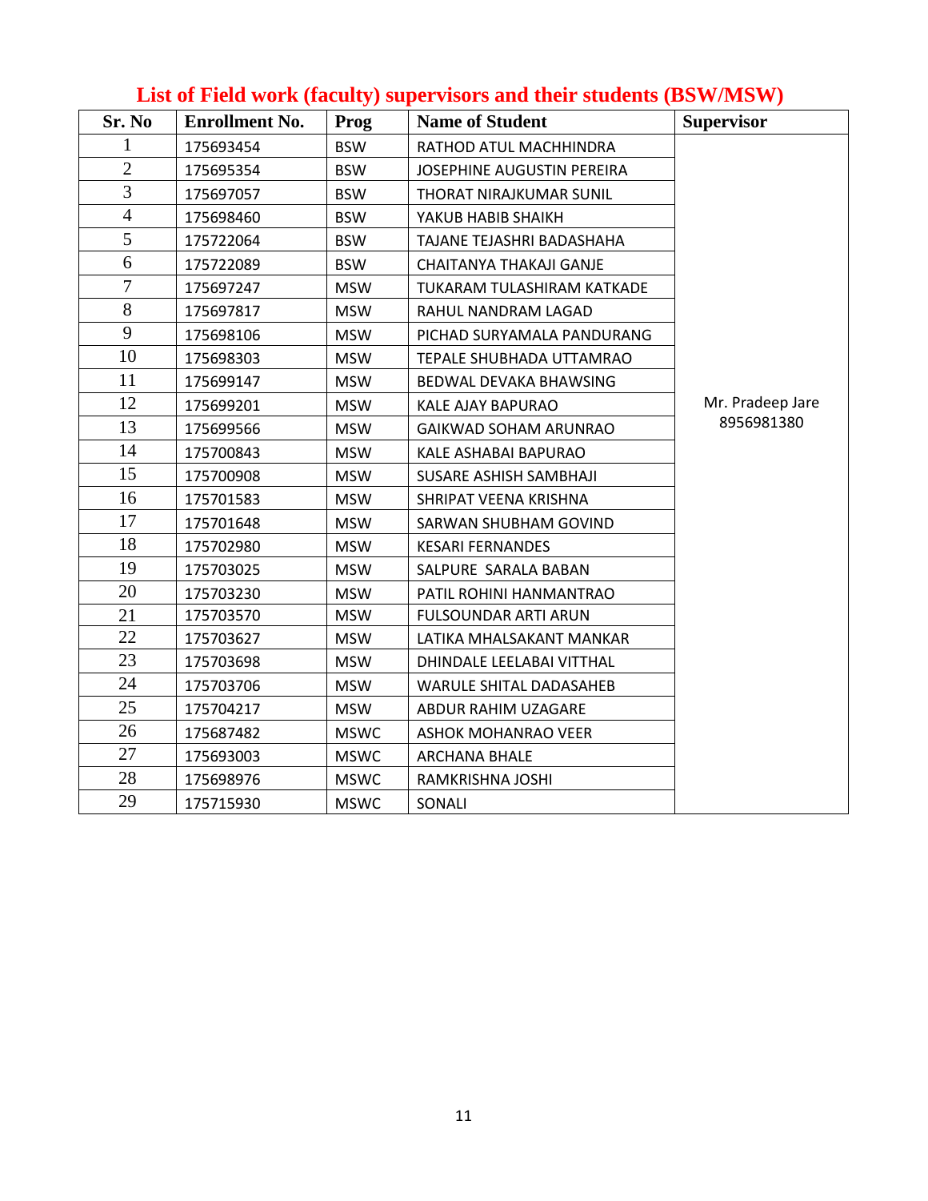## List of Field work (faculty) supervisors and their students (BSW/MSW)

| Sr. No | Enrollment No. | Prog | Name of Student | Supervisor |
|---|---|---|---|---|
| 1 | 175693454 | BSW | RATHOD ATUL MACHHINDRA | Mr. Pradeep Jare 8956981380 |
| 2 | 175695354 | BSW | JOSEPHINE AUGUSTIN PEREIRA | |
| 3 | 175697057 | BSW | THORAT NIRAJKUMAR SUNIL | |
| 4 | 175698460 | BSW | YAKUB HABIB SHAIKH | |
| 5 | 175722064 | BSW | TAJANE TEJASHRI BADASHAHA | |
| 6 | 175722089 | BSW | CHAITANYA THAKAJI GANJE | |
| 7 | 175697247 | MSW | TUKARAM TULASHIRAM KATKADE | |
| 8 | 175697817 | MSW | RAHUL NANDRAM LAGAD | |
| 9 | 175698106 | MSW | PICHAD SURYAMALA PANDURANG | |
| 10 | 175698303 | MSW | TEPALE SHUBHADA UTTAMRAO | |
| 11 | 175699147 | MSW | BEDWAL DEVAKA BHAWSING | |
| 12 | 175699201 | MSW | KALE AJAY BAPURAO | |
| 13 | 175699566 | MSW | GAIKWAD SOHAM ARUNRAO | |
| 14 | 175700843 | MSW | KALE ASHABAI BAPURAO | |
| 15 | 175700908 | MSW | SUSARE ASHISH SAMBHAJI | |
| 16 | 175701583 | MSW | SHRIPAT VEENA KRISHNA | |
| 17 | 175701648 | MSW | SARWAN SHUBHAM GOVIND | |
| 18 | 175702980 | MSW | KESARI FERNANDES | |
| 19 | 175703025 | MSW | SALPURE SARALA BABAN | |
| 20 | 175703230 | MSW | PATIL ROHINI HANMANTRAO | |
| 21 | 175703570 | MSW | FULSOUNDAR ARTI ARUN | |
| 22 | 175703627 | MSW | LATIKA MHALSAKANT MANKAR | |
| 23 | 175703698 | MSW | DHINDALE LEELABAI VITTHAL | |
| 24 | 175703706 | MSW | WARULE SHITAL DADASAHEB | |
| 25 | 175704217 | MSW | ABDUR RAHIM UZAGARE | |
| 26 | 175687482 | MSWC | ASHOK MOHANRAO VEER | |
| 27 | 175693003 | MSWC | ARCHANA BHALE | |
| 28 | 175698976 | MSWC | RAMKRISHNA JOSHI | |
| 29 | 175715930 | MSWC | SONALI | |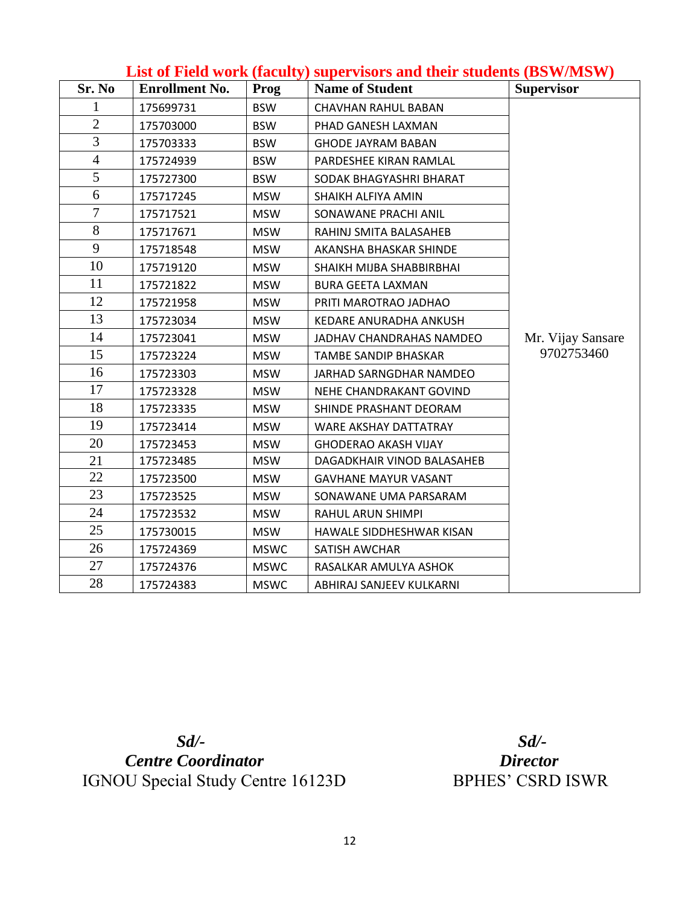## List of Field work (faculty) supervisors and their students (BSW/MSW)

| Sr. No | Enrollment No. | Prog | Name of Student | Supervisor |
|---|---|---|---|---|
| 1 | 175699731 | BSW | CHAVHAN RAHUL BABAN | Mr. Vijay Sansare 9702753460 |
| 2 | 175703000 | BSW | PHAD GANESH LAXMAN | |
| 3 | 175703333 | BSW | GHODE JAYRAM BABAN | |
| 4 | 175724939 | BSW | PARDESHEE KIRAN RAMLAL | |
| 5 | 175727300 | BSW | SODAK BHAGYASHRI BHARAT | |
| 6 | 175717245 | MSW | SHAIKH ALFIYA AMIN | |
| 7 | 175717521 | MSW | SONAWANE PRACHI ANIL | |
| 8 | 175717671 | MSW | RAHINJ SMITA BALASAHEB | |
| 9 | 175718548 | MSW | AKANSHA BHASKAR SHINDE | |
| 10 | 175719120 | MSW | SHAIKH MIJBA SHABBIRBHAI | |
| 11 | 175721822 | MSW | BURA GEETA LAXMAN | |
| 12 | 175721958 | MSW | PRITI MAROTRAO JADHAO | |
| 13 | 175723034 | MSW | KEDARE ANURADHA ANKUSH | |
| 14 | 175723041 | MSW | JADHAV CHANDRAHAS NAMDEO | |
| 15 | 175723224 | MSW | TAMBE SANDIP BHASKAR | |
| 16 | 175723303 | MSW | JARHAD SARNGDHAR NAMDEO | |
| 17 | 175723328 | MSW | NEHE CHANDRAKANT GOVIND | |
| 18 | 175723335 | MSW | SHINDE PRASHANT DEORAM | |
| 19 | 175723414 | MSW | WARE AKSHAY DATTATRAY | |
| 20 | 175723453 | MSW | GHODERAO AKASH VIJAY | |
| 21 | 175723485 | MSW | DAGADKHAIR VINOD BALASAHEB | |
| 22 | 175723500 | MSW | GAVHANE MAYUR VASANT | |
| 23 | 175723525 | MSW | SONAWANE UMA PARSARAM | |
| 24 | 175723532 | MSW | RAHUL ARUN SHIMPI | |
| 25 | 175730015 | MSW | HAWALE SIDDHESHWAR KISAN | |
| 26 | 175724369 | MSWC | SATISH AWCHAR | |
| 27 | 175724376 | MSWC | RASALKAR AMULYA ASHOK | |
| 28 | 175724383 | MSWC | ABHIRAJ SANJEEV KULKARNI | |

***Sd/-***
***Centre Coordinator***
IGNOU Special Study Centre 16123D

***Sd/-***
***Director***
BPHES' CSRD ISWR